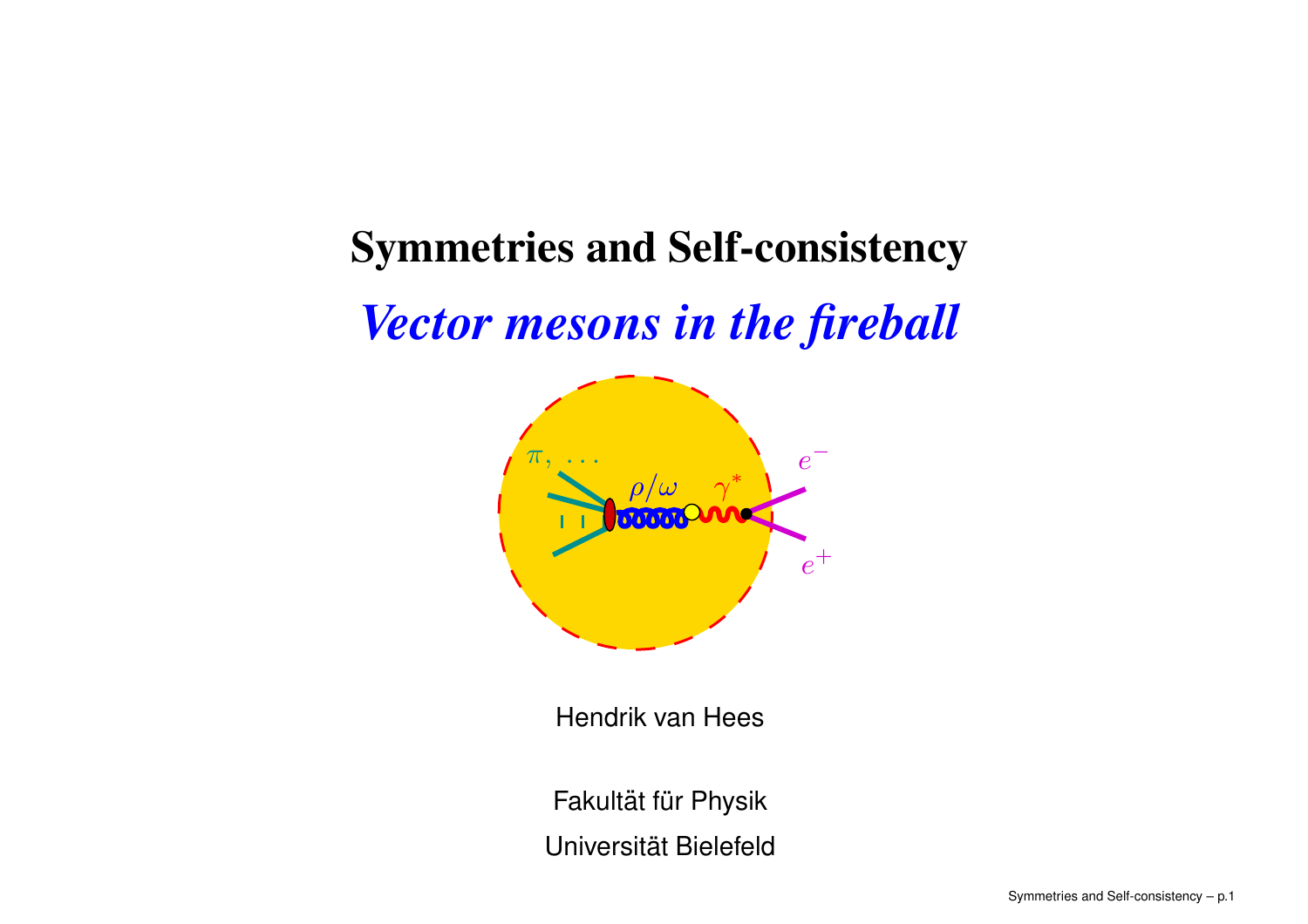# Symmetries and Self-consistency

## *Vector mesons in the fireball*

Hendrik van Hees

Fakultät für Physik

Universität Bielefeld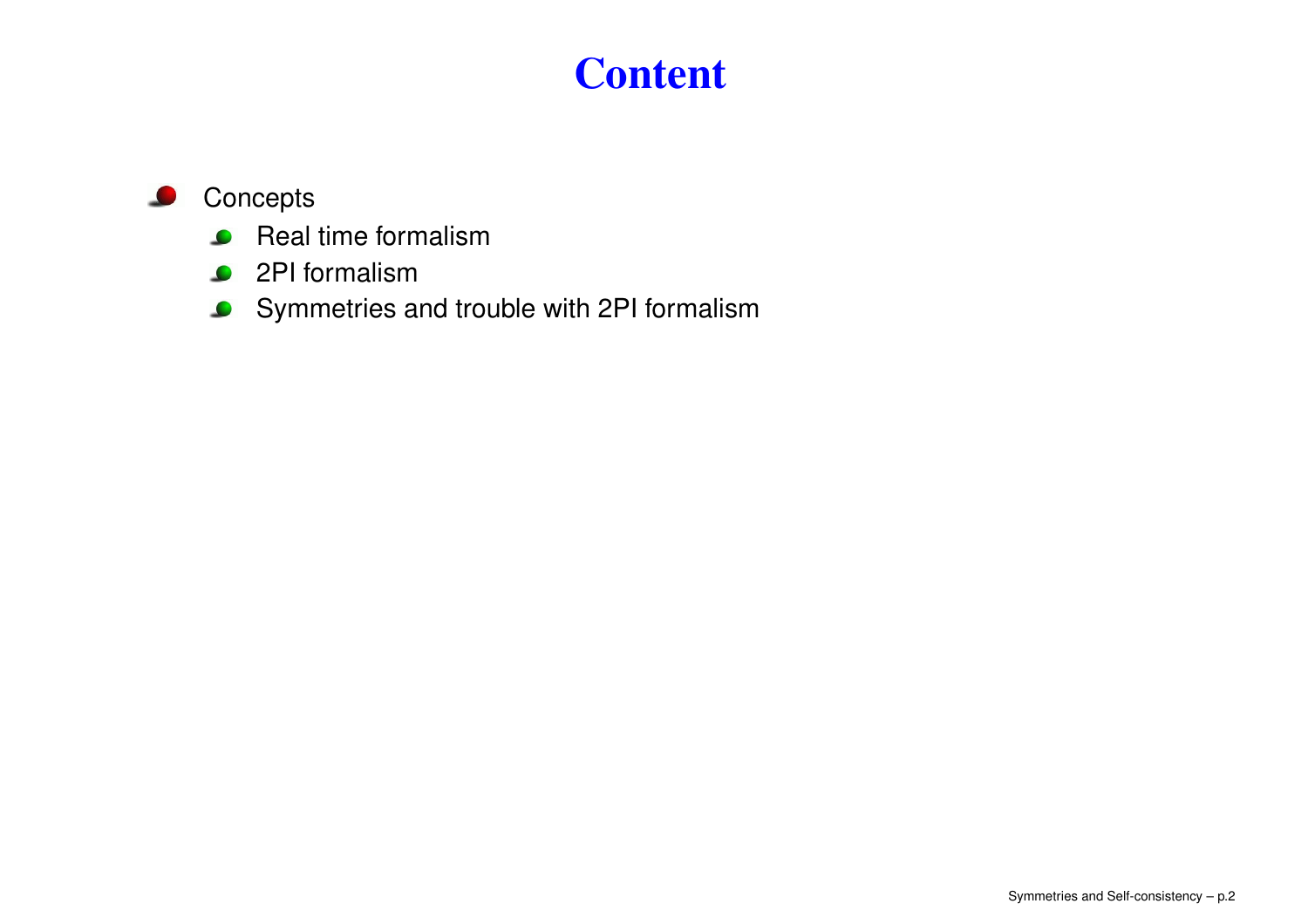# Content

- Concepts
  - Real time formalism
  - 2PI formalism
  - Symmetries and trouble with 2PI formalism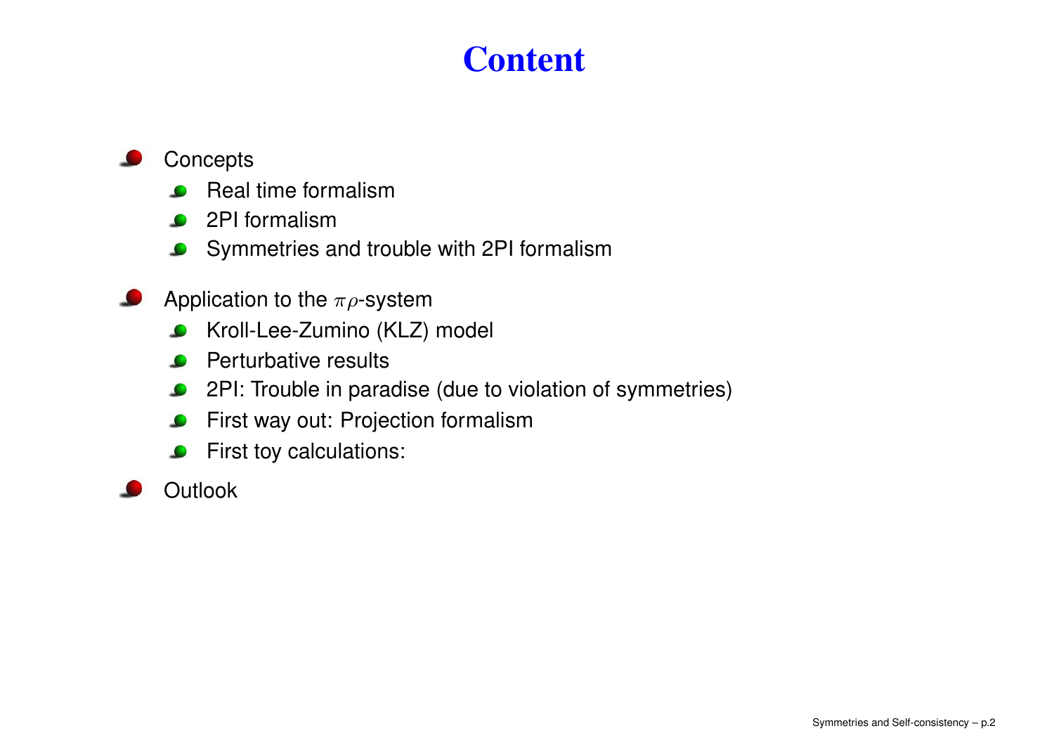# Content

- Concepts
  - Real time formalism
  - 2PI formalism
  - Symmetries and trouble with 2PI formalism
- Application to the $\pi\rho$-system
  - Kroll-Lee-Zumino (KLZ) model
  - Perturbative results
  - 2PI: Trouble in paradise (due to violation of symmetries)
  - First way out: Projection formalism
  - First toy calculations:
- Outlook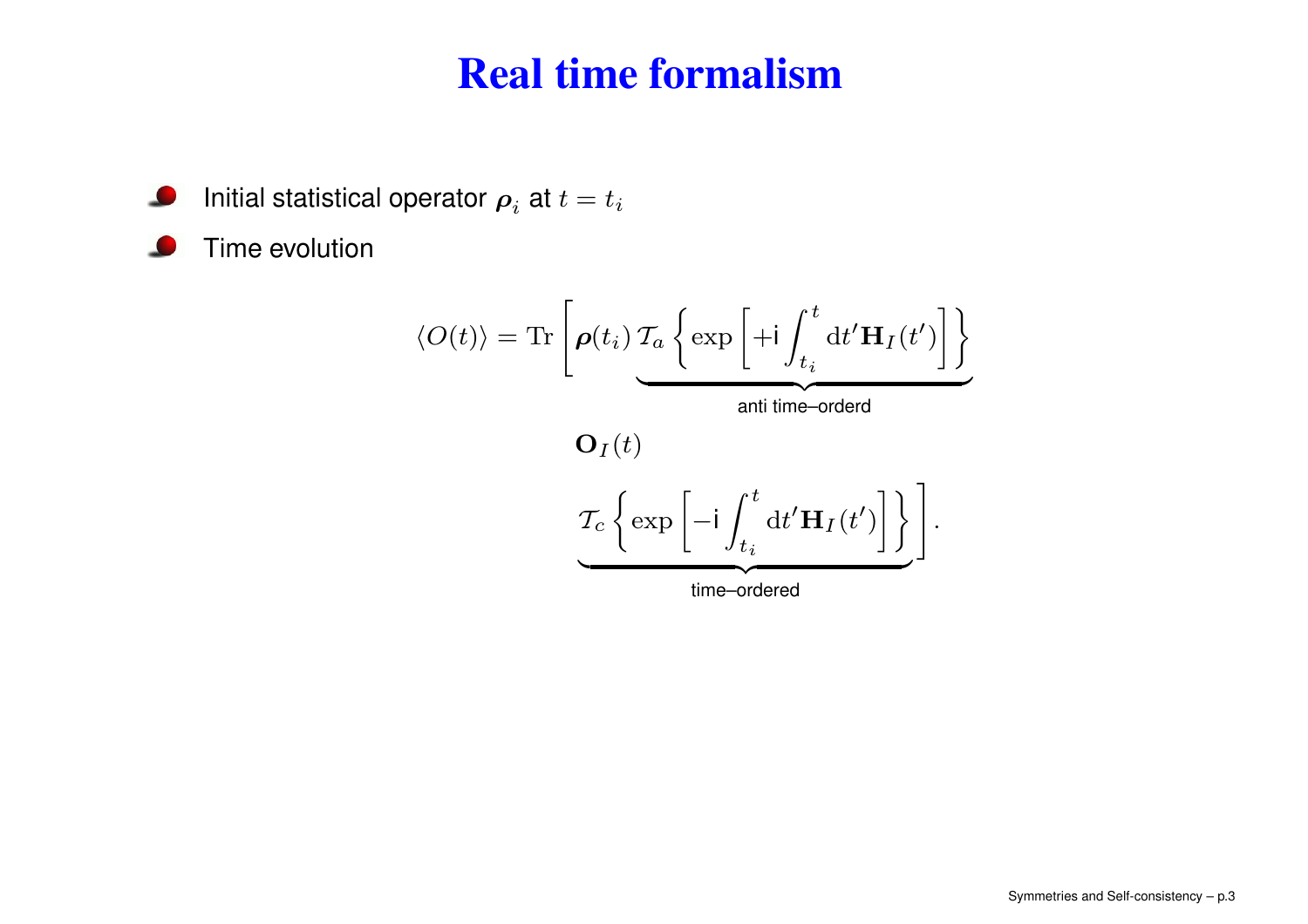# Real time formalism

- Initial statistical operator $\boldsymbol{\rho}_i$ at $t = t_i$
- Time evolution

$$
\langle O(t) \rangle = \mathrm{Tr}\left[ \boldsymbol{\rho}(t_i) \underbrace{\mathcal{T}_a \left\{ \exp\left[ +\mathsf{i} \int_{t_i}^{t} \mathrm{d}t' \mathbf{H}_I(t') \right] \right\}}_{\text{anti time–orderd}} \mathbf{O}_I(t) \underbrace{\mathcal{T}_c \left\{ \exp\left[ -\mathsf{i} \int_{t_i}^{t} \mathrm{d}t' \mathbf{H}_I(t') \right] \right\}}_{\text{time–ordered}} \right].
$$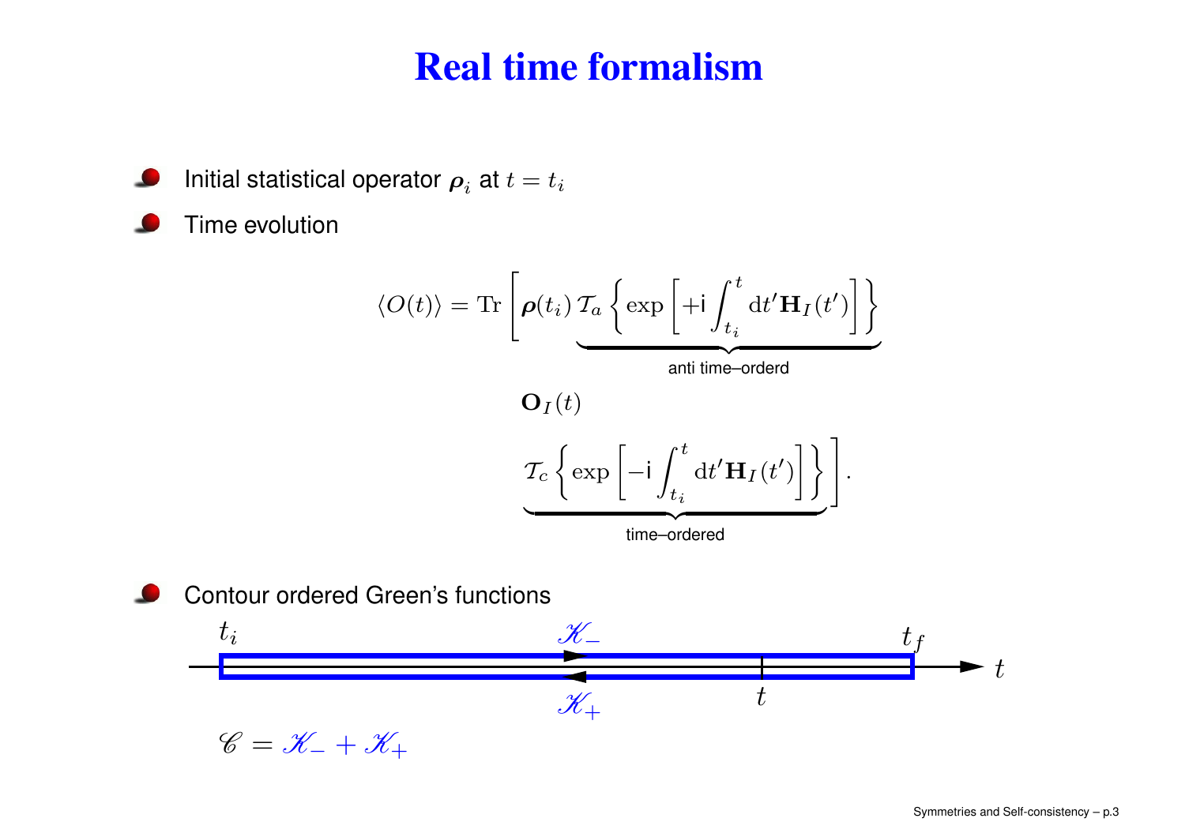# Real time formalism

- Initial statistical operator $\boldsymbol{\rho}_i$ at $t = t_i$
- Time evolution

$$\langle O(t) \rangle = \mathrm{Tr}\left[ \boldsymbol{\rho}(t_i) \underbrace{\mathcal{T}_a \left\{ \exp\left[ +\mathrm{i} \int_{t_i}^{t} \mathrm{d}t' \mathbf{H}_I(t') \right] \right\}}_{\text{anti time–orderd}} \right.$$

$$\mathbf{O}_I(t)$$

$$\left. \underbrace{\mathcal{T}_c \left\{ \exp\left[ -\mathrm{i} \int_{t_i}^{t} \mathrm{d}t' \mathbf{H}_I(t') \right] \right\}}_{\text{time–ordered}} \right].$$

- Contour ordered Green's functions

$t_i$ $\quad \mathscr{K}_-$ $\quad t_f$ $\quad t$

$\mathscr{K}_+$ $\quad t$

$$\mathscr{C} = \mathscr{K}_- + \mathscr{K}_+$$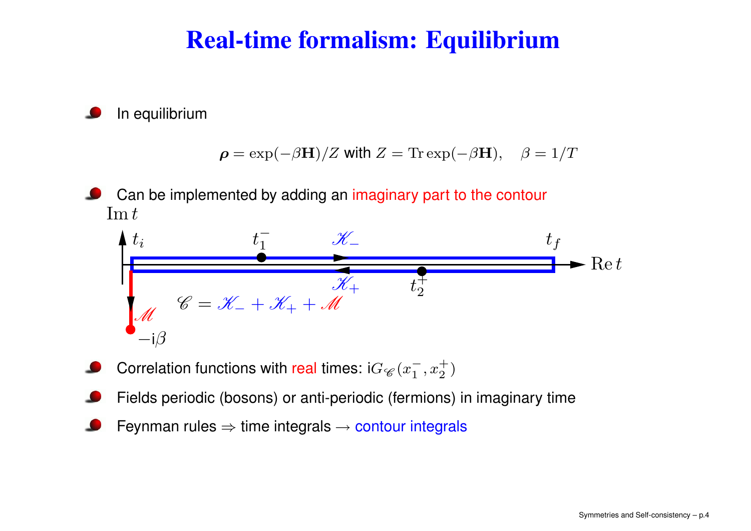# Real-time formalism: Equilibrium

- In equilibrium

$$\boldsymbol{\rho} = \exp(-\beta \mathbf{H})/Z \text{ with } Z = \operatorname{Tr}\exp(-\beta \mathbf{H}), \quad \beta = 1/T$$

- Can be implemented by adding an imaginary part to the contour

$\operatorname{Im} t$, $t_i$, $t_1^-$, $\mathscr{K}_-$, $t_f$, $\operatorname{Re} t$, $\mathscr{K}_+$, $t_2^+$, $\mathscr{M}$, $-\mathrm{i}\beta$

$$\mathscr{C} = \mathscr{K}_- + \mathscr{K}_+ + \mathscr{M}$$

- Correlation functions with real times: $\mathrm{i}G_{\mathscr{C}}(x_1^-, x_2^+)$
- Fields periodic (bosons) or anti-periodic (fermions) in imaginary time
- Feynman rules $\Rightarrow$ time integrals $\rightarrow$ contour integrals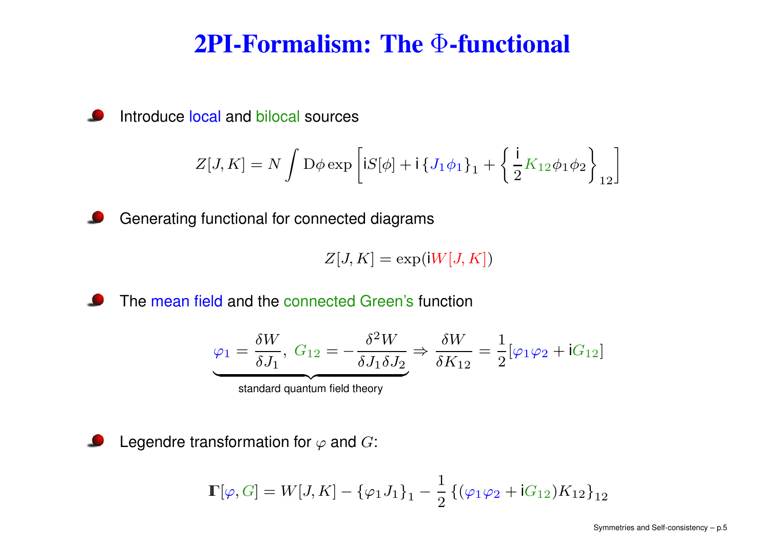# 2PI-Formalism: The Φ-functional

- Introduce local and bilocal sources

$$Z[J,K] = N \int \mathrm{D}\phi \exp\left[\mathrm{i}S[\phi] + \mathrm{i}\left\{J_1 \phi_1\right\}_1 + \left\{\frac{\mathrm{i}}{2} K_{12} \phi_1 \phi_2\right\}_{12}\right]$$

- Generating functional for connected diagrams

$$Z[J,K] = \exp(\mathrm{i}W[J,K])$$

- The mean field and the connected Green's function

$$\underbrace{\varphi_1 = \frac{\delta W}{\delta J_1}, \; G_{12} = -\frac{\delta^2 W}{\delta J_1 \delta J_2}}_{\text{standard quantum field theory}} \Rightarrow \frac{\delta W}{\delta K_{12}} = \frac{1}{2}[\varphi_1 \varphi_2 + \mathrm{i} G_{12}]$$

- Legendre transformation for $\varphi$ and $G$:

$$\Gamma[\varphi, G] = W[J,K] - \left\{\varphi_1 J_1\right\}_1 - \frac{1}{2}\left\{(\varphi_1 \varphi_2 + \mathrm{i} G_{12}) K_{12}\right\}_{12}$$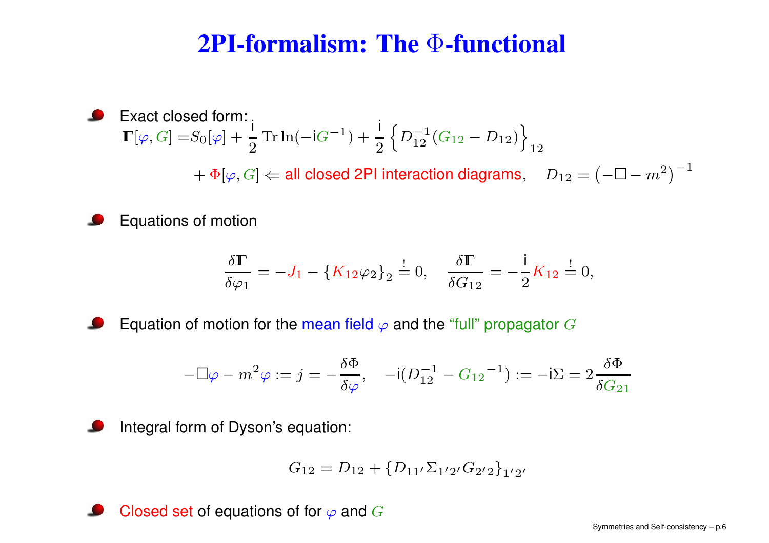# 2PI-formalism: The $\Phi$-functional

- Exact closed form:

$$\Gamma[\varphi, G] = S_0[\varphi] + \frac{\mathrm{i}}{2}\,\mathrm{Tr}\ln(-\mathrm{i}G^{-1}) + \frac{\mathrm{i}}{2}\left\{D_{12}^{-1}(G_{12} - D_{12})\right\}_{12}$$

$$+\,\Phi[\varphi, G] \Leftarrow \text{all closed 2PI interaction diagrams}, \quad D_{12} = \left(-\Box - m^2\right)^{-1}$$

- Equations of motion

$$\frac{\delta\Gamma}{\delta\varphi_1} = -J_1 - \{K_{12}\varphi_2\}_2 \stackrel{!}{=} 0, \quad \frac{\delta\Gamma}{\delta G_{12}} = -\frac{\mathrm{i}}{2}K_{12} \stackrel{!}{=} 0,$$

- Equation of motion for the mean field $\varphi$ and the "full" propagator $G$

$$-\Box\varphi - m^2\varphi := j = -\frac{\delta\Phi}{\delta\varphi}, \quad -\mathrm{i}(D_{12}^{-1} - G_{12}{}^{-1}) := -\mathrm{i}\Sigma = 2\frac{\delta\Phi}{\delta G_{21}}$$

- Integral form of Dyson's equation:

$$G_{12} = D_{12} + \{D_{11'}\Sigma_{1'2'}G_{2'2}\}_{1'2'}$$

- Closed set of equations of for $\varphi$ and $G$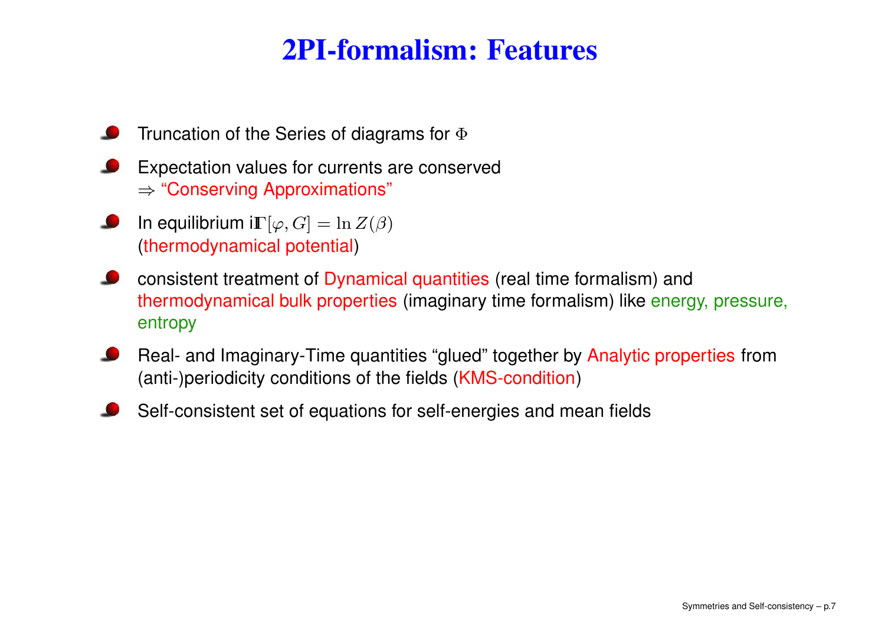# 2PI-formalism: Features

- Truncation of the Series of diagrams for $\Phi$
- Expectation values for currents are conserved
  $\Rightarrow$ "Conserving Approximations"
- In equilibrium $i\Gamma[\varphi, G] = \ln Z(\beta)$
  (thermodynamical potential)
- consistent treatment of Dynamical quantities (real time formalism) and thermodynamical bulk properties (imaginary time formalism) like energy, pressure, entropy
- Real- and Imaginary-Time quantities "glued" together by Analytic properties from (anti-)periodicity conditions of the fields (KMS-condition)
- Self-consistent set of equations for self-energies and mean fields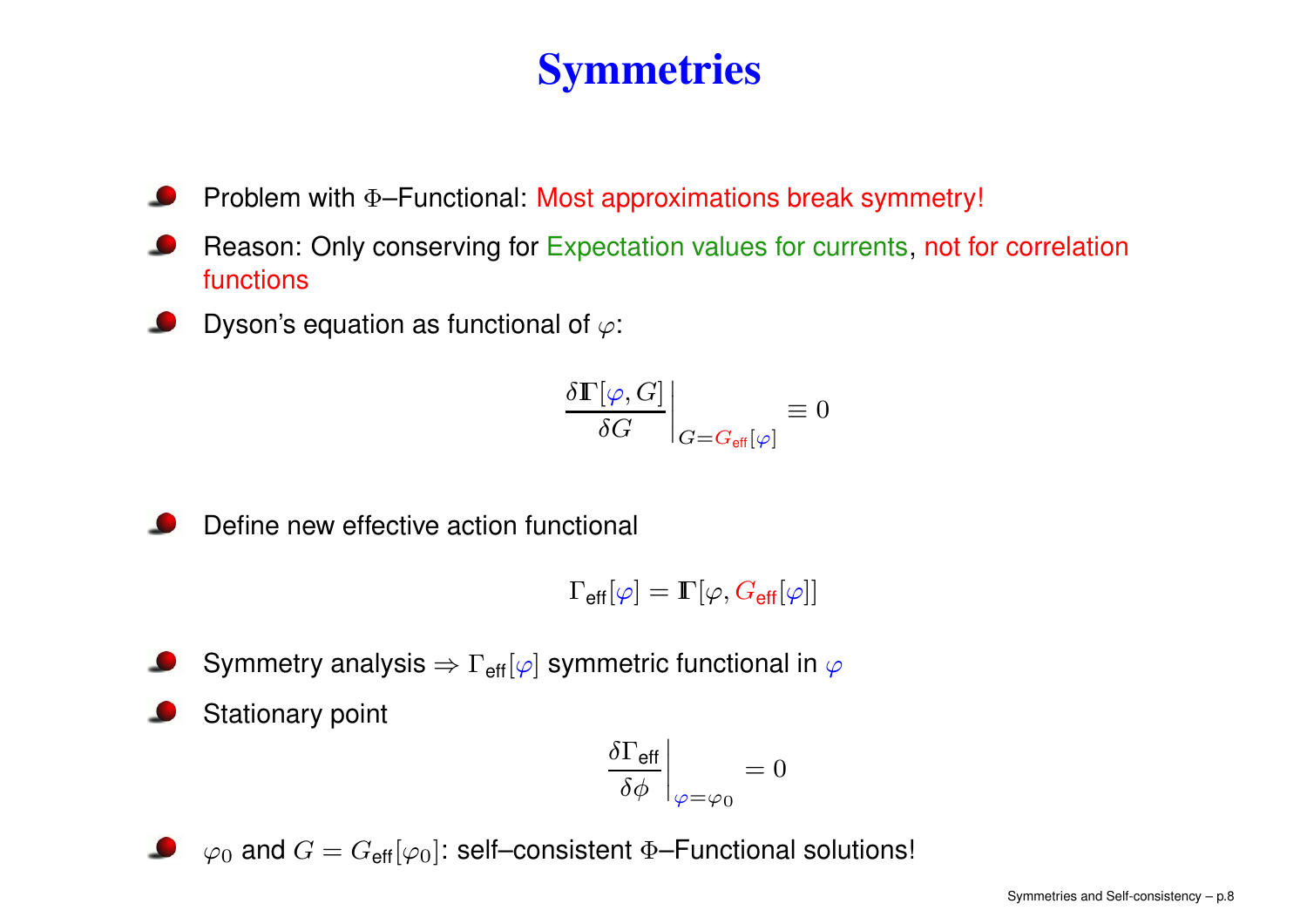# Symmetries

- Problem with $\Phi$–Functional: Most approximations break symmetry!
- Reason: Only conserving for Expectation values for currents, not for correlation functions
- Dyson's equation as functional of $\varphi$:

$$\left.\frac{\delta \Gamma[\varphi, G]}{\delta G}\right|_{G=G_{\text{eff}}[\varphi]} \equiv 0$$

- Define new effective action functional

$$\Gamma_{\text{eff}}[\varphi] = \Gamma[\varphi, G_{\text{eff}}[\varphi]]$$

- Symmetry analysis $\Rightarrow \Gamma_{\text{eff}}[\varphi]$ symmetric functional in $\varphi$
- Stationary point

$$\left.\frac{\delta \Gamma_{\text{eff}}}{\delta \phi}\right|_{\varphi=\varphi_0} = 0$$

- $\varphi_0$ and $G = G_{\text{eff}}[\varphi_0]$: self–consistent $\Phi$–Functional solutions!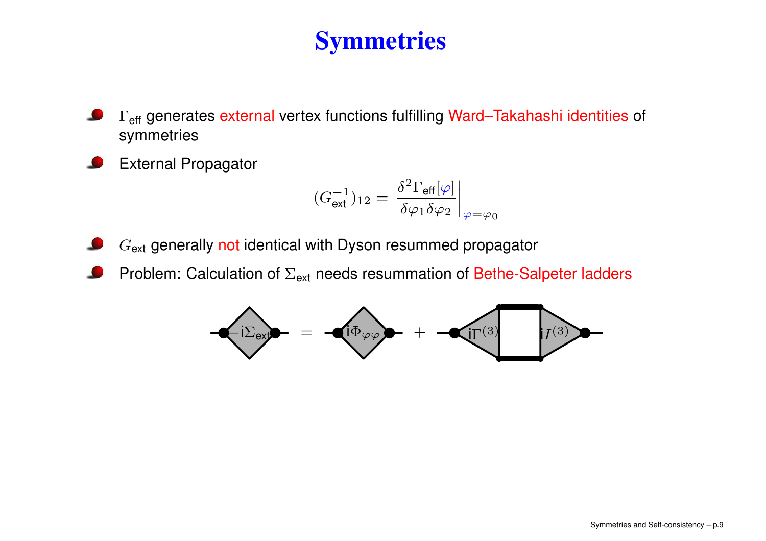# Symmetries

- $\Gamma_{\text{eff}}$ generates external vertex functions fulfilling Ward–Takahashi identities of symmetries
- External Propagator

$$(G_{\text{ext}}^{-1})_{12} = \left. \frac{\delta^2 \Gamma_{\text{eff}}[\varphi]}{\delta \varphi_1 \delta \varphi_2} \right|_{\varphi = \varphi_0}$$

- $G_{\text{ext}}$ generally not identical with Dyson resummed propagator
- Problem: Calculation of $\Sigma_{\text{ext}}$ needs resummation of Bethe-Salpeter ladders

$$-\mathrm{i}\Sigma_{\text{ext}} = \mathrm{i}\Phi_{\varphi\varphi} + \mathrm{i}\Gamma^{(3)} \, \square \, \mathrm{i}I^{(3)}$$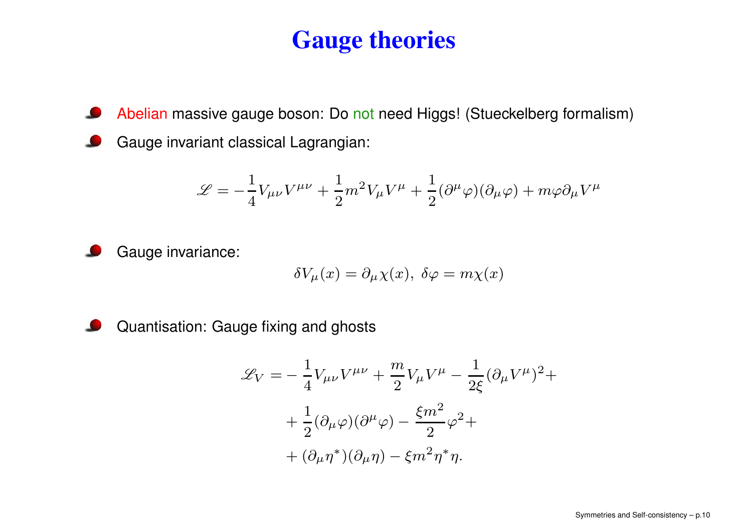# Gauge theories

- Abelian massive gauge boson: Do not need Higgs! (Stueckelberg formalism)
- Gauge invariant classical Lagrangian:

$$\mathscr{L} = -\frac{1}{4} V_{\mu\nu} V^{\mu\nu} + \frac{1}{2} m^2 V_\mu V^\mu + \frac{1}{2} (\partial^\mu \varphi)(\partial_\mu \varphi) + m \varphi \partial_\mu V^\mu$$

- Gauge invariance:

$$\delta V_\mu(x) = \partial_\mu \chi(x), \ \delta\varphi = m\chi(x)$$

- Quantisation: Gauge fixing and ghosts

$$\begin{aligned}
\mathscr{L}_V = & -\frac{1}{4} V_{\mu\nu} V^{\mu\nu} + \frac{m}{2} V_\mu V^\mu - \frac{1}{2\xi} (\partial_\mu V^\mu)^2 + \\
& + \frac{1}{2} (\partial_\mu \varphi)(\partial^\mu \varphi) - \frac{\xi m^2}{2} \varphi^2 + \\
& + (\partial_\mu \eta^*)(\partial_\mu \eta) - \xi m^2 \eta^* \eta.
\end{aligned}$$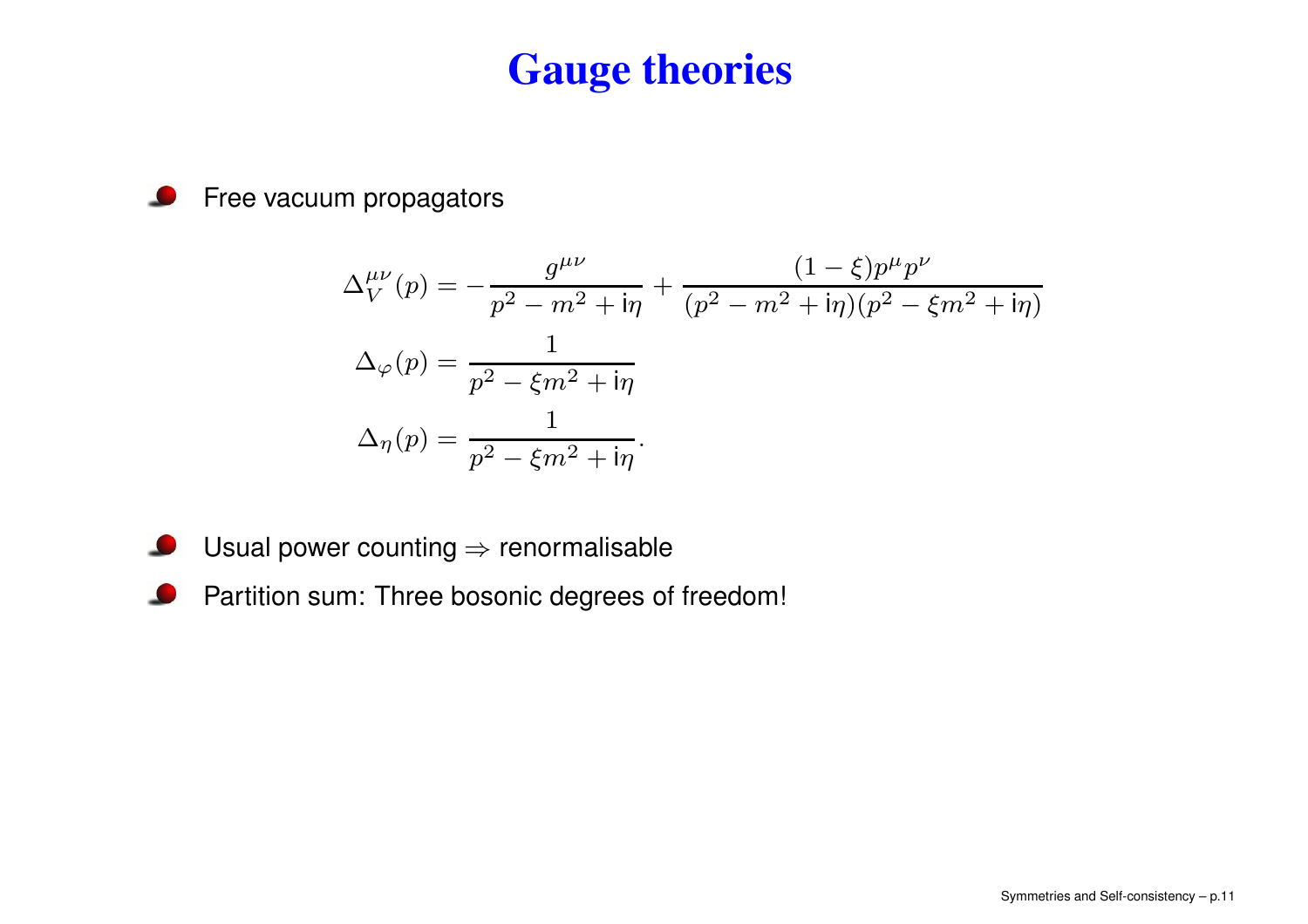# Gauge theories

- Free vacuum propagators

$$
\begin{aligned}
\Delta_V^{\mu\nu}(p) &= -\frac{g^{\mu\nu}}{p^2 - m^2 + \mathrm{i}\eta} + \frac{(1-\xi)p^\mu p^\nu}{(p^2 - m^2 + \mathrm{i}\eta)(p^2 - \xi m^2 + \mathrm{i}\eta)} \\
\Delta_\varphi(p) &= \frac{1}{p^2 - \xi m^2 + \mathrm{i}\eta} \\
\Delta_\eta(p) &= \frac{1}{p^2 - \xi m^2 + \mathrm{i}\eta}.
\end{aligned}
$$

- Usual power counting $\Rightarrow$ renormalisable
- Partition sum: Three bosonic degrees of freedom!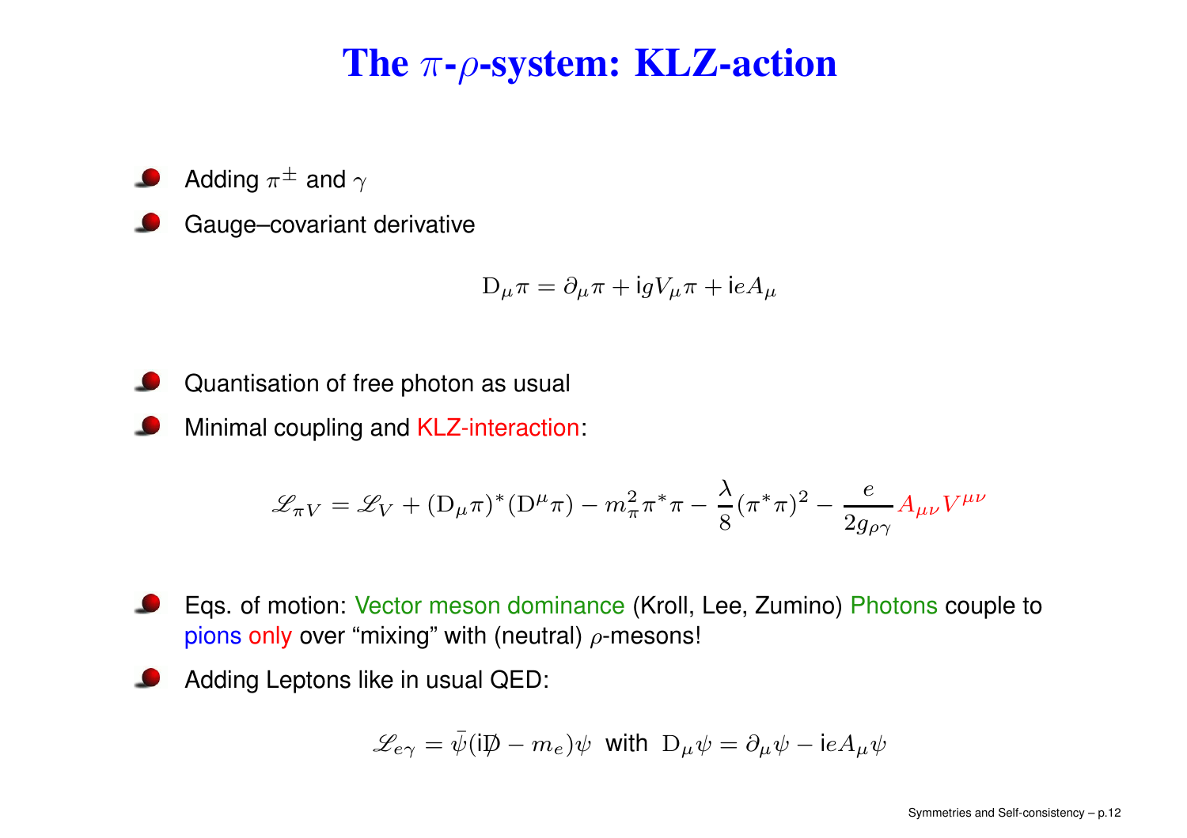# The $\pi$-$\rho$-system: KLZ-action

- Adding $\pi^{\pm}$ and $\gamma$
- Gauge–covariant derivative

$$\mathrm{D}_\mu \pi = \partial_\mu \pi + \mathrm{i} g V_\mu \pi + \mathrm{i} e A_\mu$$

- Quantisation of free photon as usual
- Minimal coupling and KLZ-interaction:

$$\mathscr{L}_{\pi V} = \mathscr{L}_V + (\mathrm{D}_\mu \pi)^* (\mathrm{D}^\mu \pi) - m_\pi^2 \pi^* \pi - \frac{\lambda}{8} (\pi^* \pi)^2 - \frac{e}{2 g_{\rho\gamma}} A_{\mu\nu} V^{\mu\nu}$$

- Eqs. of motion: Vector meson dominance (Kroll, Lee, Zumino) Photons couple to pions only over "mixing" with (neutral) $\rho$-mesons!
- Adding Leptons like in usual QED:

$$\mathscr{L}_{e\gamma} = \bar{\psi}(\mathrm{i}\not{\mathrm{D}} - m_e)\psi \quad \text{with} \quad \mathrm{D}_\mu \psi = \partial_\mu \psi - \mathrm{i} e A_\mu \psi$$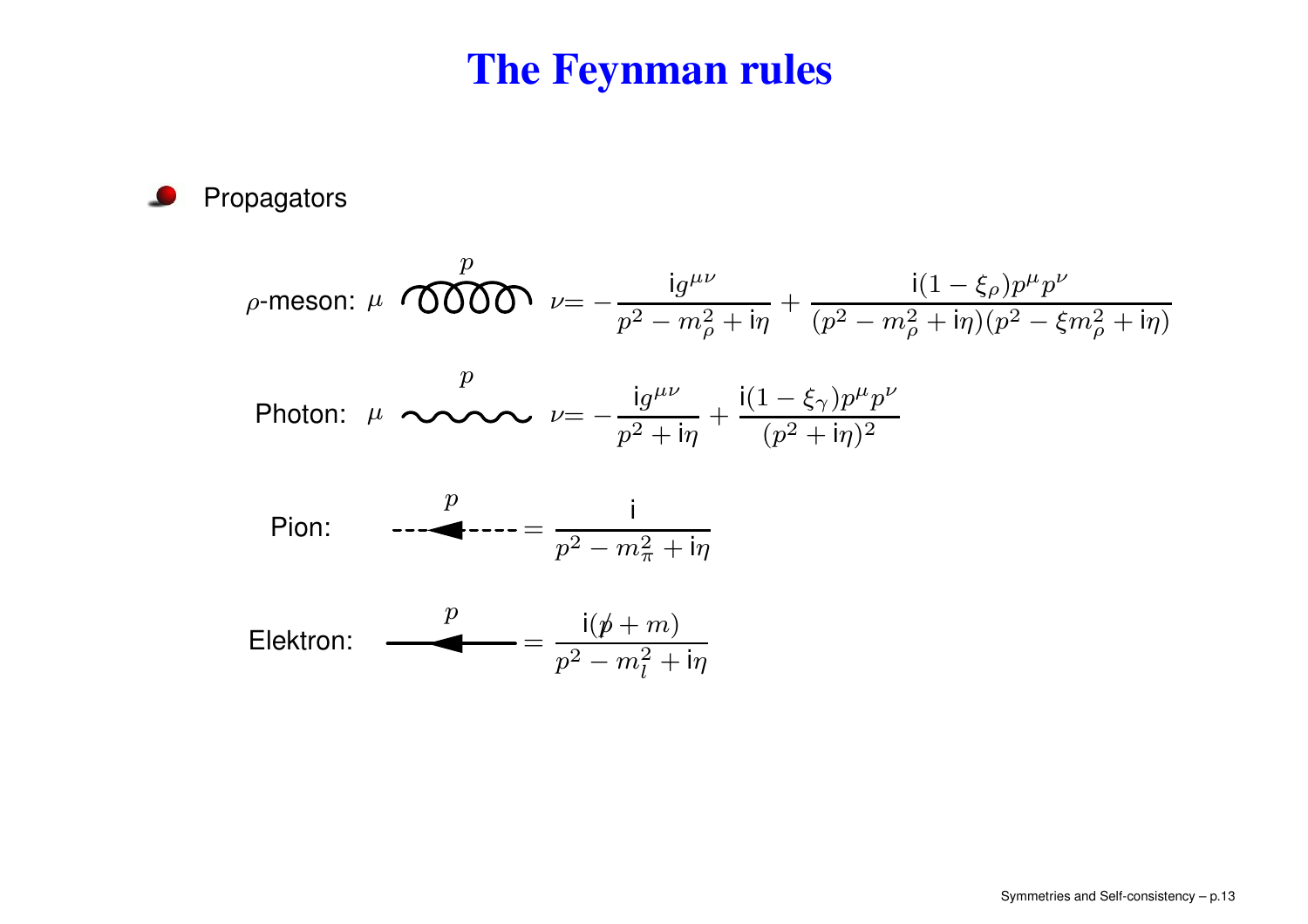# The Feynman rules

- Propagators

$\rho$-meson: $\mu$ ~~~ $\nu = -\dfrac{\mathrm{i}g^{\mu\nu}}{p^2 - m_\rho^2 + \mathrm{i}\eta} + \dfrac{\mathrm{i}(1-\xi_\rho)p^\mu p^\nu}{(p^2 - m_\rho^2 + \mathrm{i}\eta)(p^2 - \xi m_\rho^2 + \mathrm{i}\eta)}$

Photon: $\mu$ ~~~ $\nu = -\dfrac{\mathrm{i}g^{\mu\nu}}{p^2 + \mathrm{i}\eta} + \dfrac{\mathrm{i}(1-\xi_\gamma)p^\mu p^\nu}{(p^2 + \mathrm{i}\eta)^2}$

Pion: $= \dfrac{\mathrm{i}}{p^2 - m_\pi^2 + \mathrm{i}\eta}$

Elektron: $= \dfrac{\mathrm{i}(\not{p} + m)}{p^2 - m_l^2 + \mathrm{i}\eta}$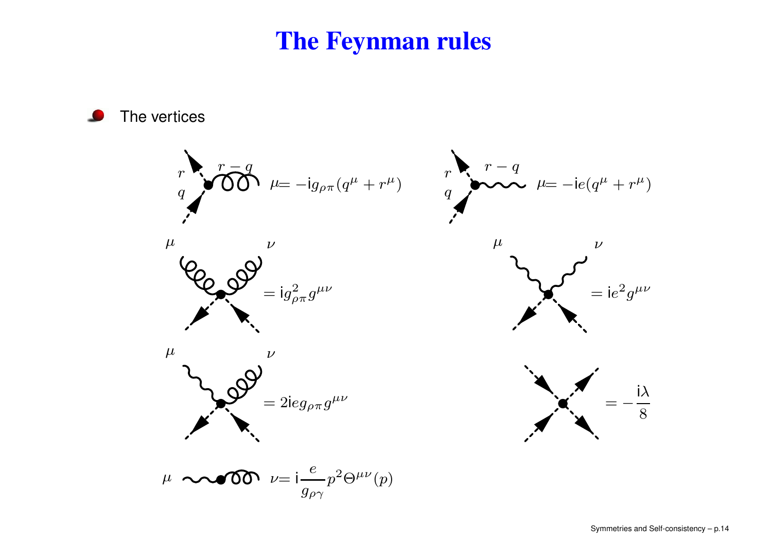# The Feynman rules

- The vertices

$\mu = -\mathrm{i} g_{\rho\pi}(q^\mu + r^\mu)$

$\mu = -\mathrm{i} e(q^\mu + r^\mu)$

$= \mathrm{i} g_{\rho\pi}^2 g^{\mu\nu}$

$= \mathrm{i} e^2 g^{\mu\nu}$

$= 2\mathrm{i} e g_{\rho\pi} g^{\mu\nu}$

$= -\dfrac{\mathrm{i}\lambda}{8}$

$\mu \quad \nu = \mathrm{i}\dfrac{e}{g_{\rho\gamma}} p^2 \Theta^{\mu\nu}(p)$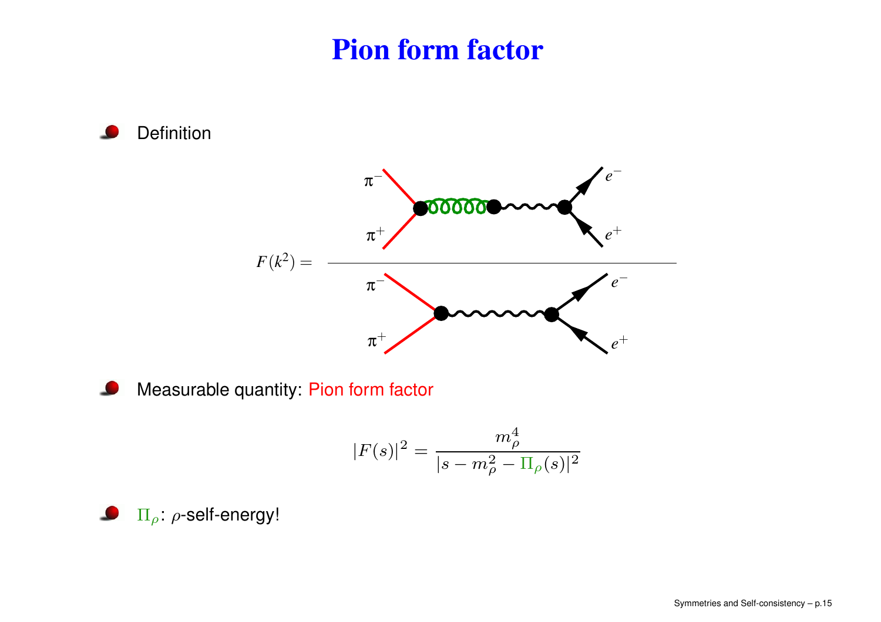# Pion form factor

- Definition

$$F(k^2) = \frac{\text{diagram: } \pi^-\pi^+ \to \rho \to \gamma \to e^-e^+}{\text{diagram: } \pi^-\pi^+ \to \gamma \to e^-e^+}$$

- Measurable quantity: Pion form factor

$$|F(s)|^2 = \frac{m_\rho^4}{|s - m_\rho^2 - \Pi_\rho(s)|^2}$$

- $\Pi_\rho$: $\rho$-self-energy!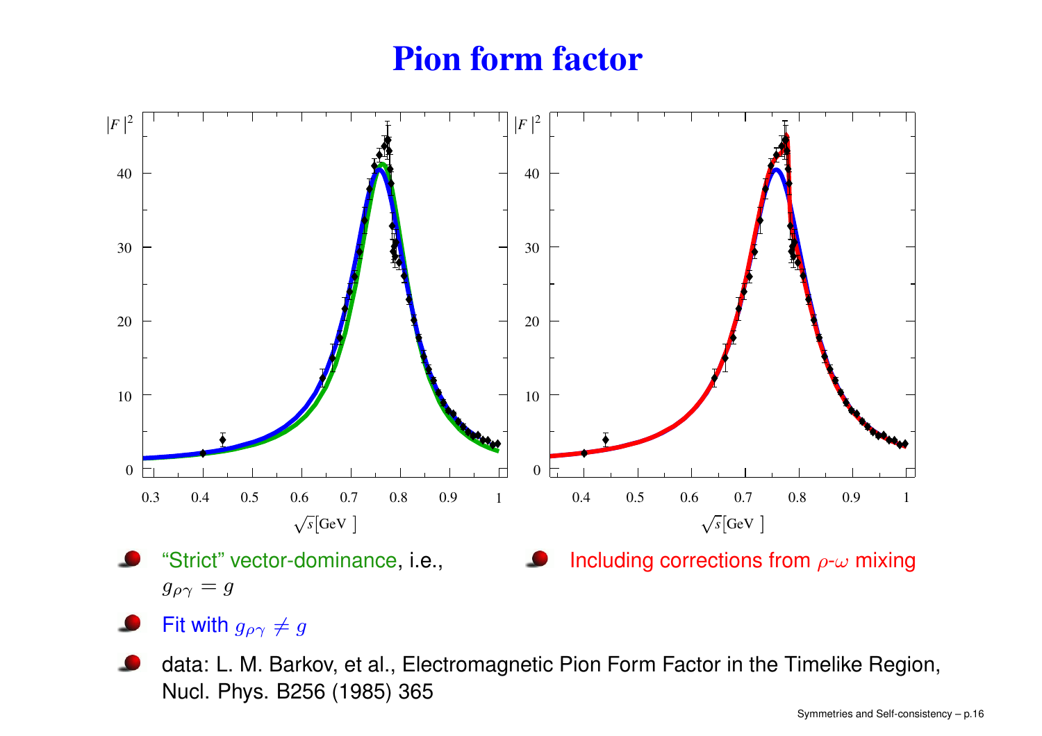# Pion form factor

- "Strict" vector-dominance, i.e., $g_{\rho\gamma} = g$
- Fit with $g_{\rho\gamma} \neq g$
- data: L. M. Barkov, et al., Electromagnetic Pion Form Factor in the Timelike Region, Nucl. Phys. B256 (1985) 365
- Including corrections from $\rho$-$\omega$ mixing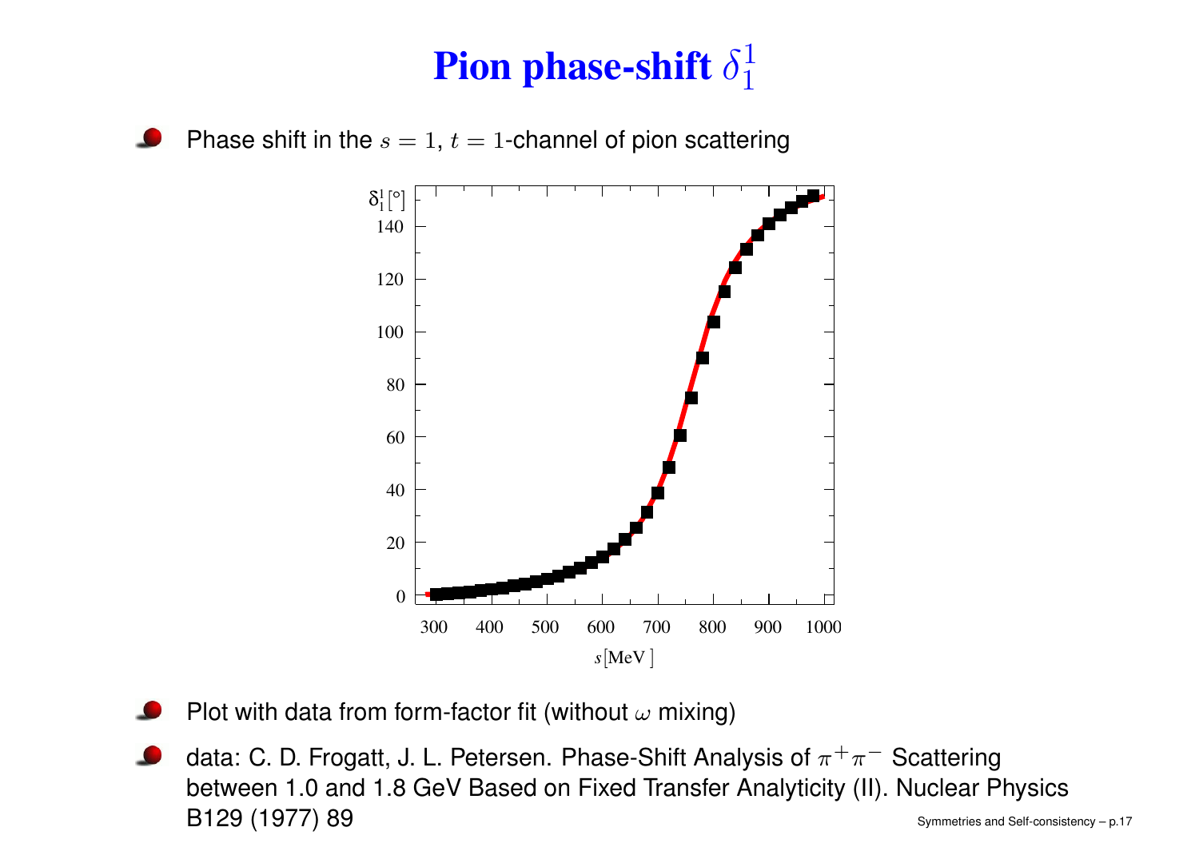# Pion phase-shift $\delta_1^1$

- Phase shift in the $s = 1$, $t = 1$-channel of pion scattering

- Plot with data from form-factor fit (without $\omega$ mixing)
- data: C. D. Frogatt, J. L. Petersen. Phase-Shift Analysis of $\pi^+\pi^-$ Scattering between 1.0 and 1.8 GeV Based on Fixed Transfer Analyticity (II). Nuclear Physics B129 (1977) 89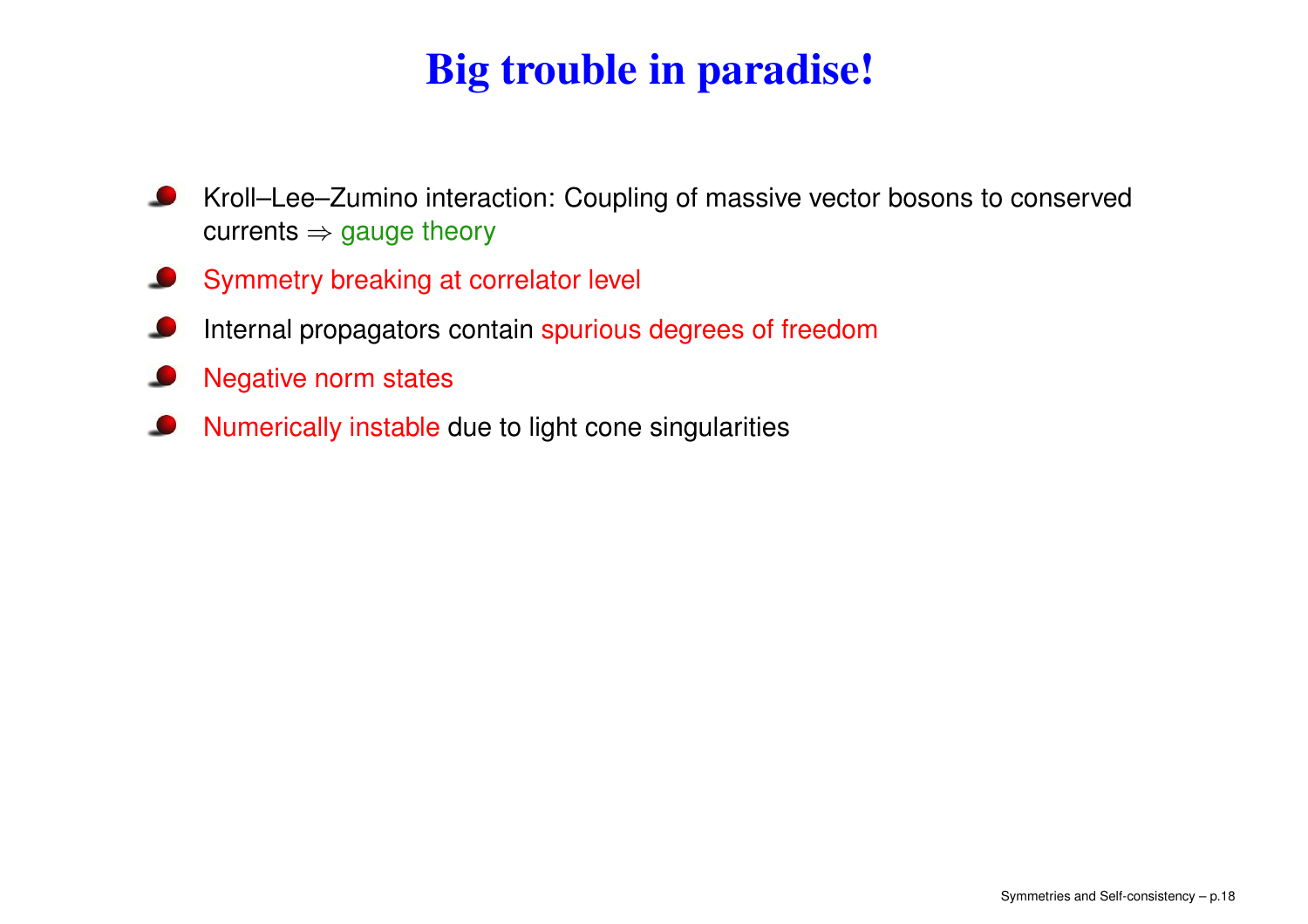# Big trouble in paradise!

- Kroll–Lee–Zumino interaction: Coupling of massive vector bosons to conserved currents $\Rightarrow$ gauge theory
- Symmetry breaking at correlator level
- Internal propagators contain spurious degrees of freedom
- Negative norm states
- Numerically instable due to light cone singularities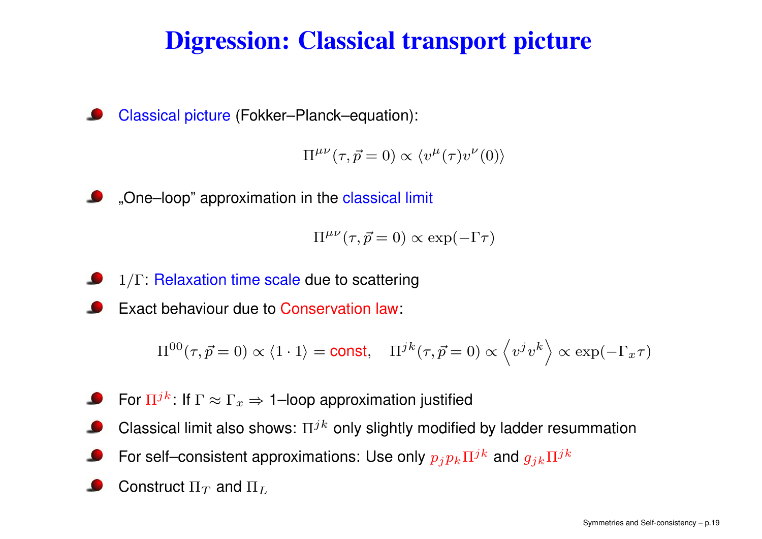# Digression: Classical transport picture

- Classical picture (Fokker–Planck–equation):

$$\Pi^{\mu\nu}(\tau, \vec{p}=0) \propto \langle v^{\mu}(\tau) v^{\nu}(0) \rangle$$

- „One–loop" approximation in the classical limit

$$\Pi^{\mu\nu}(\tau, \vec{p}=0) \propto \exp(-\Gamma\tau)$$

- $1/\Gamma$: Relaxation time scale due to scattering
- Exact behaviour due to Conservation law:

$$\Pi^{00}(\tau, \vec{p}=0) \propto \langle 1 \cdot 1 \rangle = \text{const}, \quad \Pi^{jk}(\tau, \vec{p}=0) \propto \left\langle v^j v^k \right\rangle \propto \exp(-\Gamma_x \tau)$$

- For $\Pi^{jk}$: If $\Gamma \approx \Gamma_x \Rightarrow$ 1–loop approximation justified
- Classical limit also shows: $\Pi^{jk}$ only slightly modified by ladder resummation
- For self–consistent approximations: Use only $p_j p_k \Pi^{jk}$ and $g_{jk}\Pi^{jk}$
- Construct $\Pi_T$ and $\Pi_L$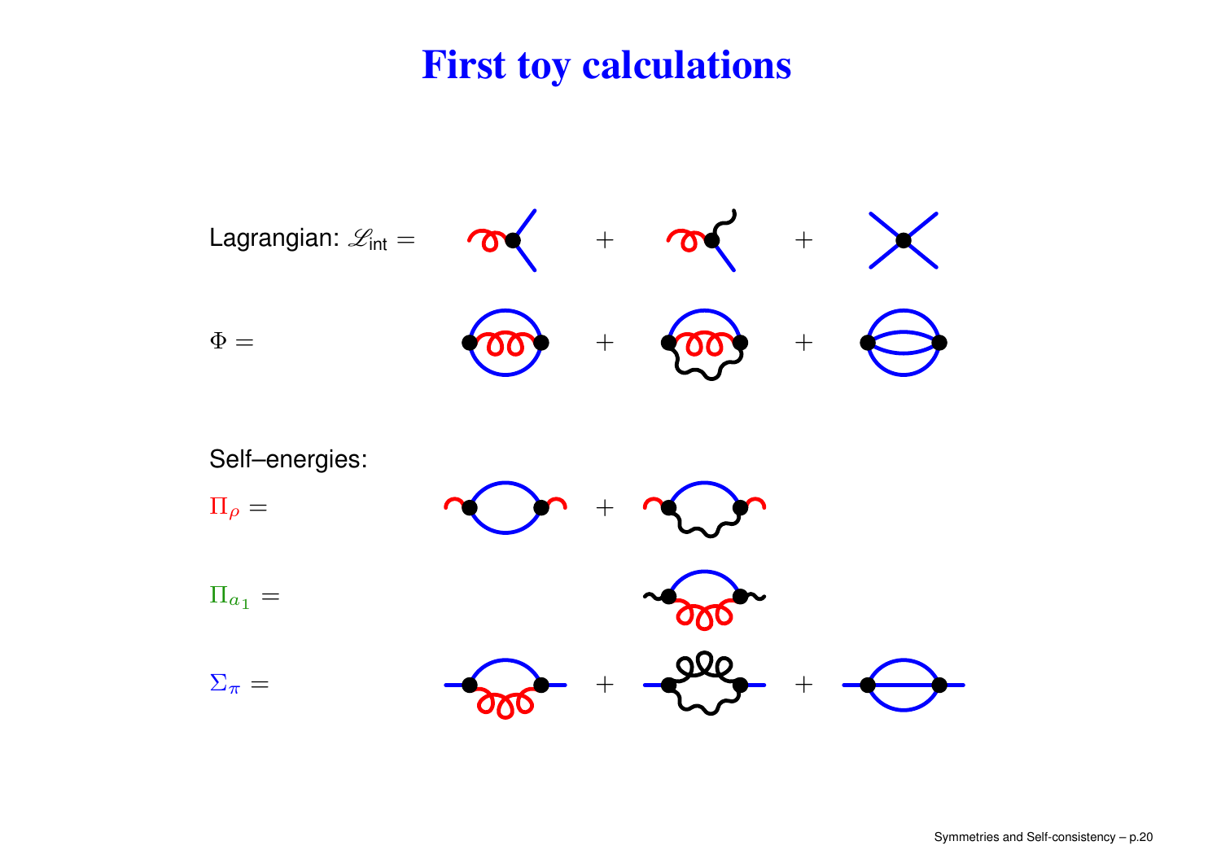# First toy calculations

Lagrangian: $\mathscr{L}_{\text{int}} =$ $+$ $+$

$\Phi =$ $+$ $+$

Self–energies:

$\Pi_\rho =$ $+$

$\Pi_{a_1} =$

$\Sigma_\pi =$ $+$ $+$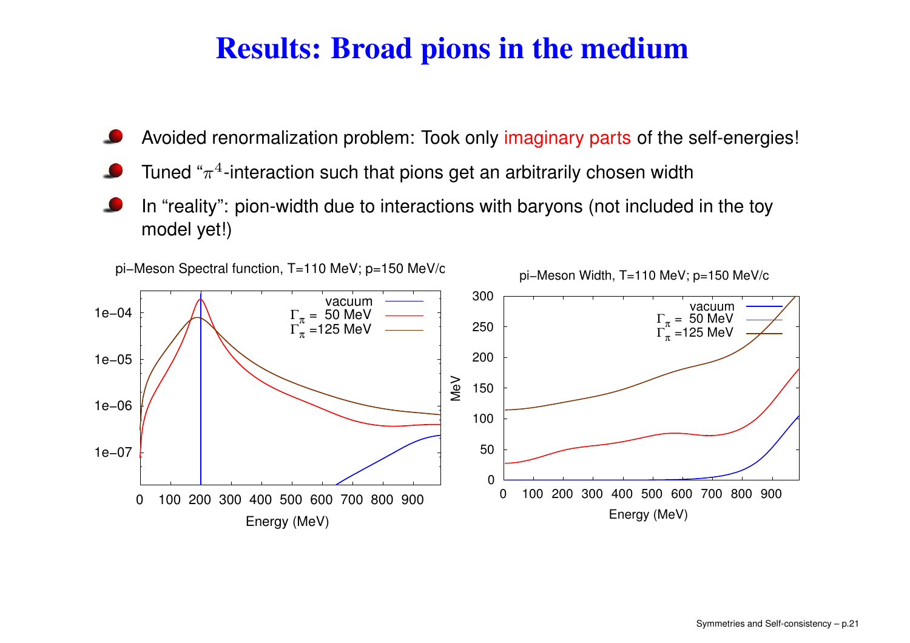# Results: Broad pions in the medium

- Avoided renormalization problem: Took only imaginary parts of the self-energies!
- Tuned "$\pi^4$-interaction such that pions get an arbitrarily chosen width
- In "reality": pion-width due to interactions with baryons (not included in the toy model yet!)

pi−Meson Spectral function, T=110 MeV; p=150 MeV/c

vacuum
$\Gamma_\pi$ = 50 MeV
$\Gamma_\pi$ =125 MeV

Energy (MeV)

pi−Meson Width, T=110 MeV; p=150 MeV/c

vacuum
$\Gamma_\pi$ = 50 MeV
$\Gamma_\pi$ =125 MeV

MeV

Energy (MeV)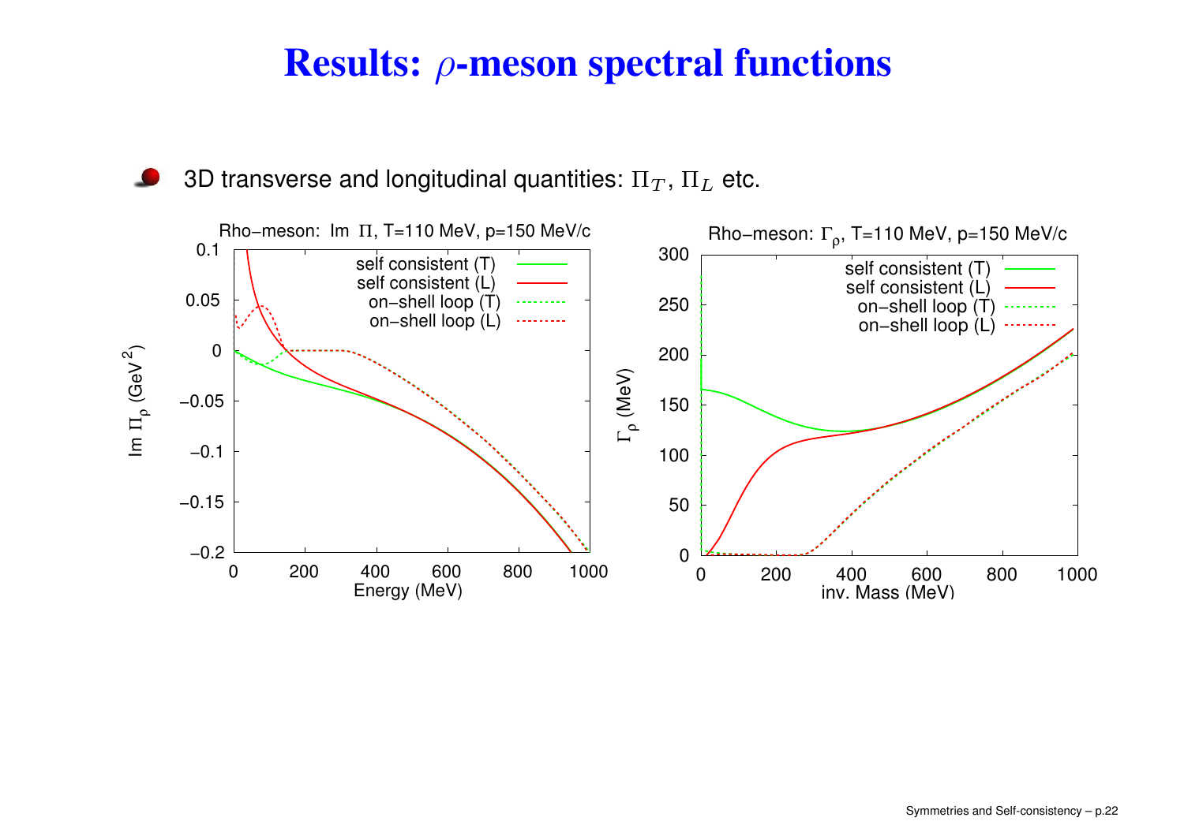# Results: $\rho$-meson spectral functions

- 3D transverse and longitudinal quantities: $\Pi_T$, $\Pi_L$ etc.

Rho−meson: Im $\Pi$, T=110 MeV, p=150 MeV/c

Rho−meson: $\Gamma_\rho$, T=110 MeV, p=150 MeV/c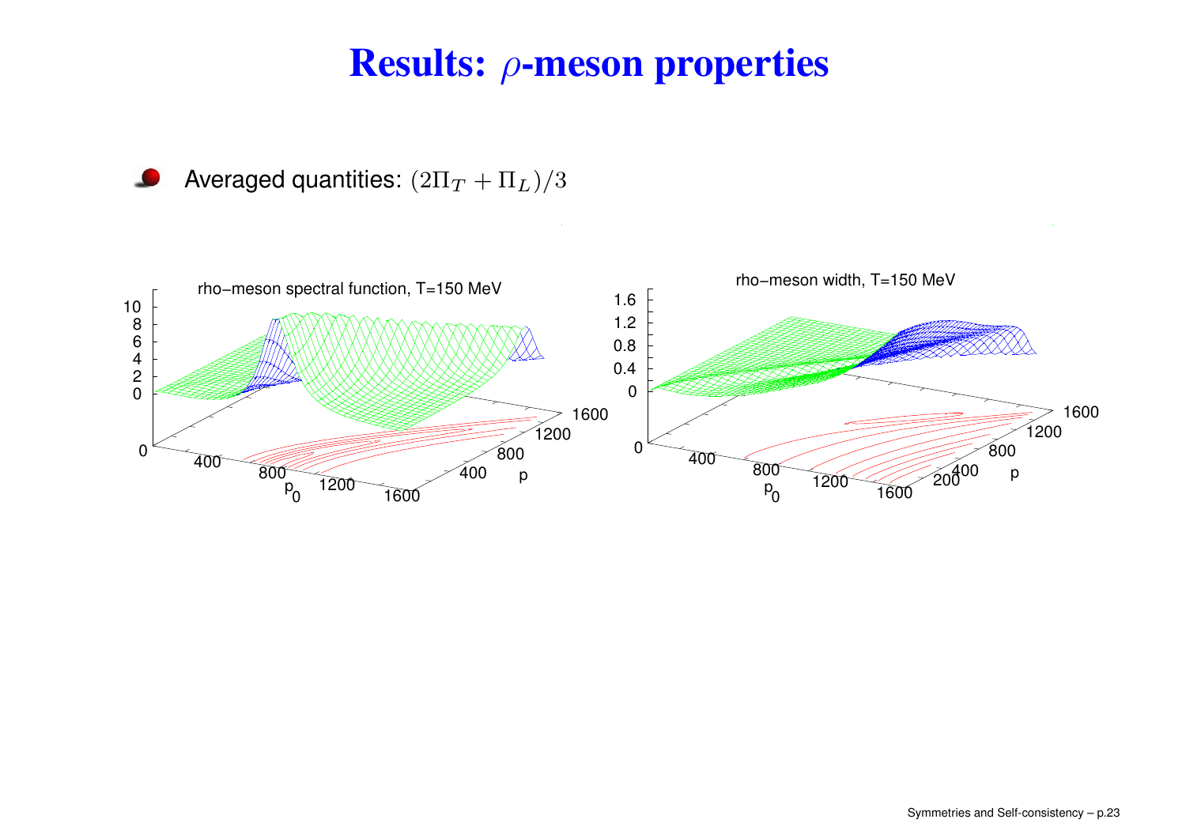# Results: $\rho$-meson properties

- Averaged quantities: $(2\Pi_T + \Pi_L)/3$

rho−meson spectral function, T=150 MeV

rho−meson width, T=150 MeV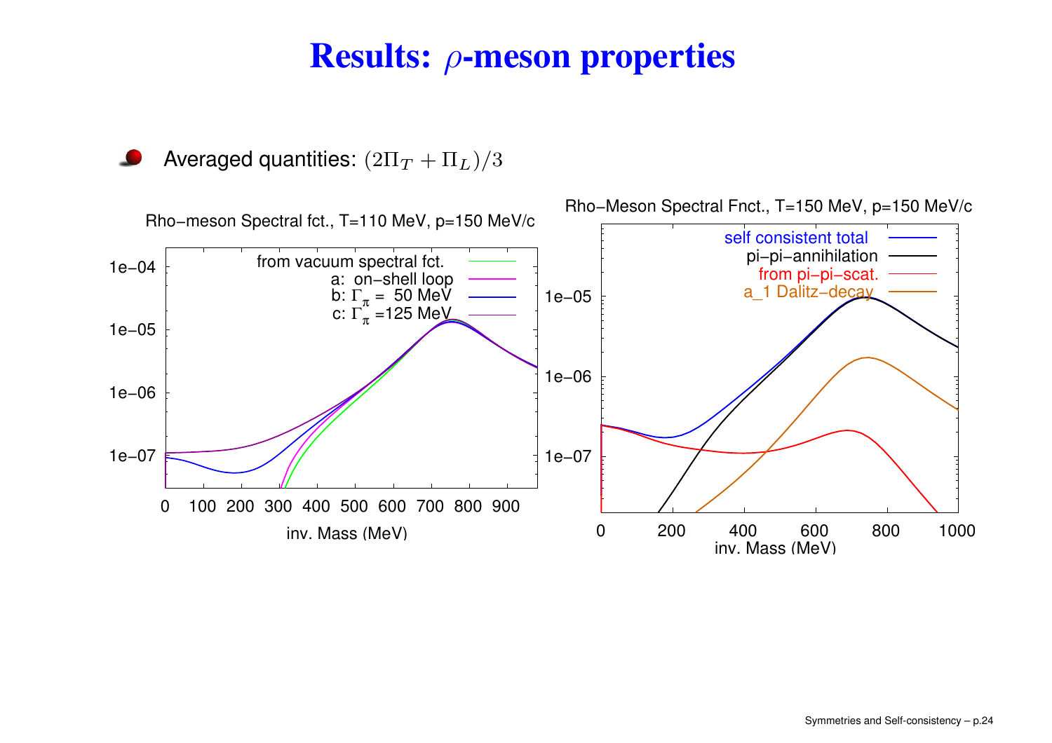# Results: $\rho$-meson properties

- Averaged quantities: $(2\Pi_T + \Pi_L)/3$

Rho−meson Spectral fct., T=110 MeV, p=150 MeV/c

- from vacuum spectral fct.
- a: on−shell loop
- b: $\Gamma_\pi$ = 50 MeV
- c: $\Gamma_\pi$ =125 MeV

inv. Mass (MeV)

Rho−Meson Spectral Fnct., T=150 MeV, p=150 MeV/c

- self consistent total
- pi−pi−annihilation
- from pi−pi−scat.
- a_1 Dalitz−decay

inv. Mass (MeV)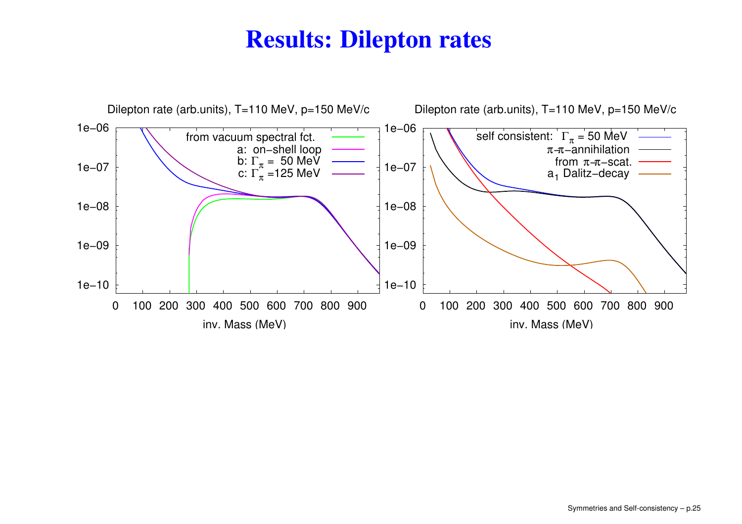# Results: Dilepton rates

Dilepton rate (arb.units), T=110 MeV, p=150 MeV/c

- from vacuum spectral fct.
- a: on−shell loop
- b: $\Gamma_\pi$ = 50 MeV
- c: $\Gamma_\pi$ =125 MeV

Dilepton rate (arb.units), T=110 MeV, p=150 MeV/c

- self consistent: $\Gamma_\pi$ = 50 MeV
- $\pi$-$\pi$−annihilation
- from $\pi$-$\pi$−scat.
- $a_1$ Dalitz−decay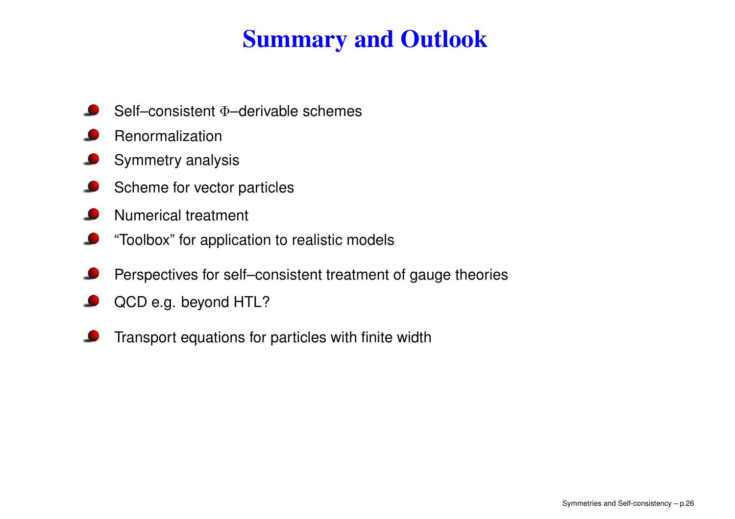# Summary and Outlook

- Self–consistent $\Phi$–derivable schemes
- Renormalization
- Symmetry analysis
- Scheme for vector particles
- Numerical treatment
- “Toolbox” for application to realistic models

- Perspectives for self–consistent treatment of gauge theories
- QCD e.g. beyond HTL?

- Transport equations for particles with finite width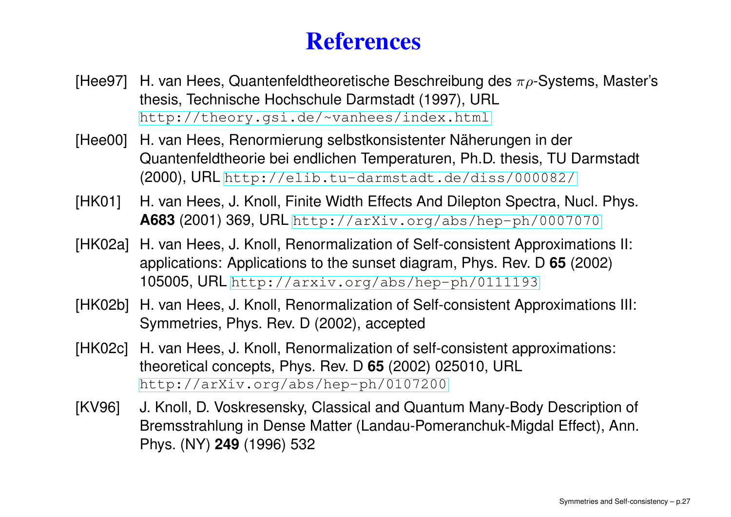# References

[Hee97] H. van Hees, Quantenfeldtheoretische Beschreibung des $\pi\rho$-Systems, Master's thesis, Technische Hochschule Darmstadt (1997), URL `http://theory.gsi.de/~vanhees/index.html`

[Hee00] H. van Hees, Renormierung selbstkonsistenter Näherungen in der Quantenfeldtheorie bei endlichen Temperaturen, Ph.D. thesis, TU Darmstadt (2000), URL `http://elib.tu-darmstadt.de/diss/000082/`

[HK01] H. van Hees, J. Knoll, Finite Width Effects And Dilepton Spectra, Nucl. Phys. **A683** (2001) 369, URL `http://arXiv.org/abs/hep-ph/0007070`

[HK02a] H. van Hees, J. Knoll, Renormalization of Self-consistent Approximations II: applications: Applications to the sunset diagram, Phys. Rev. D **65** (2002) 105005, URL `http://arxiv.org/abs/hep-ph/0111193`

[HK02b] H. van Hees, J. Knoll, Renormalization of Self-consistent Approximations III: Symmetries, Phys. Rev. D (2002), accepted

[HK02c] H. van Hees, J. Knoll, Renormalization of self-consistent approximations: theoretical concepts, Phys. Rev. D **65** (2002) 025010, URL `http://arXiv.org/abs/hep-ph/0107200`

[KV96] J. Knoll, D. Voskresensky, Classical and Quantum Many-Body Description of Bremsstrahlung in Dense Matter (Landau-Pomeranchuk-Migdal Effect), Ann. Phys. (NY) **249** (1996) 532